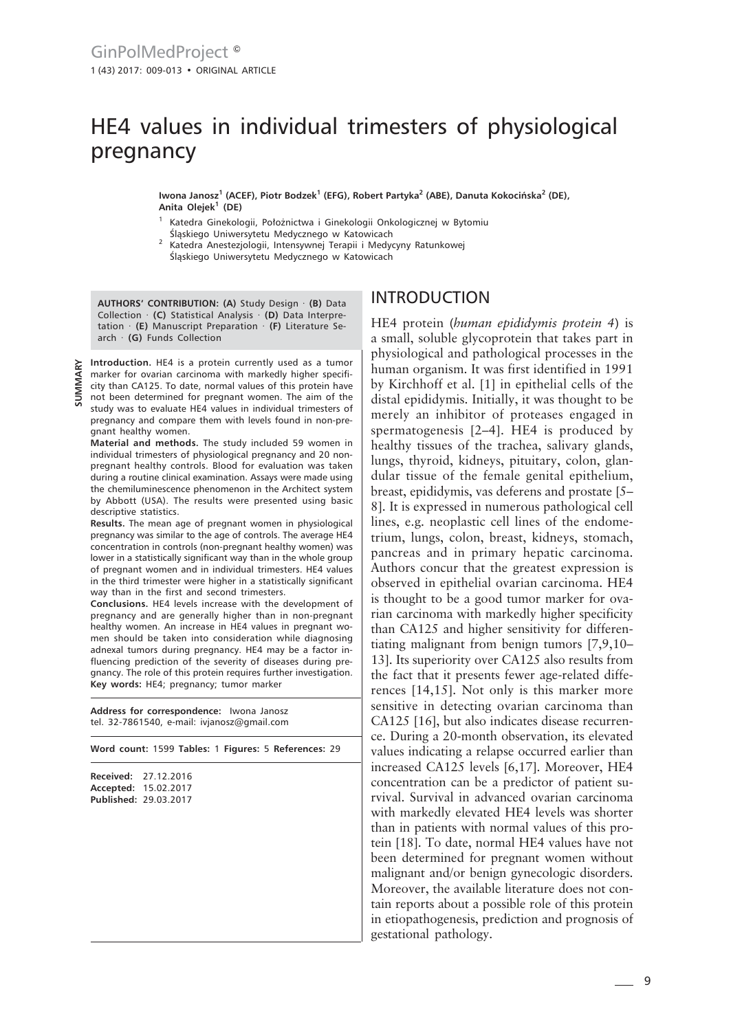# HE4 values in individual trimesters of physiological pregnancy

**Iwona Janosz[1] (ACEF), Piotr Bodzek[1] (EFG), Robert Partyka[2] (ABE), Danuta Kokocińska[2] (DE), Anita Olejek[1] (DE)**

[1] Katedra Ginekologii, Położnictwa i Ginekologii Onkologicznej w Bytomiu Śląskiego Uniwersytetu Medycznego w Katowicach

[2] Katedra Anestezjologii, Intensywnej Terapii i Medycyny Ratunkowej Śląskiego Uniwersytetu Medycznego w Katowicach

**AUTHORS' CONTRIBUTION: (A)** Study Design · **(B)** Data Collection · **(C)** Statistical Analysis · **(D)** Data Interpretation · **(E)** Manuscript Preparation · **(F)** Literature Search · **(G)** Funds Collection

## SUMMARY

**Introduction.** HE4 is a protein currently used as a tumor marker for ovarian carcinoma with markedly higher specificity than CA125. To date, normal values of this protein have not been determined for pregnant women. The aim of the study was to evaluate HE4 values in individual trimesters of pregnancy and compare them with levels found in non-pregnant healthy women.

**Material and methods.** The study included 59 women in individual trimesters of physiological pregnancy and 20 non-pregnant healthy controls. Blood for evaluation was taken during a routine clinical examination. Assays were made using the chemiluminescence phenomenon in the Architect system by Abbott (USA). The results were presented using basic descriptive statistics.

**Results.** The mean age of pregnant women in physiological pregnancy was similar to the age of controls. The average HE4 concentration in controls (non-pregnant healthy women) was lower in a statistically significant way than in the whole group of pregnant women and in individual trimesters. HE4 values in the third trimester were higher in a statistically significant way than in the first and second trimesters.

**Conclusions.** HE4 levels increase with the development of pregnancy and are generally higher than in non-pregnant healthy women. An increase in HE4 values in pregnant women should be taken into consideration while diagnosing adnexal tumors during pregnancy. HE4 may be a factor influencing prediction of the severity of diseases during pregnancy. The role of this protein requires further investigation.

**Key words:** HE4; pregnancy; tumor marker

**Address for correspondence:** Iwona Janosz
tel. 32-7861540, e-mail: ivjanosz@gmail.com

**Word count:** 1599 **Tables:** 1 **Figures:** 5 **References:** 29

**Received:** 27.12.2016
**Accepted:** 15.02.2017
**Published:** 29.03.2017

## INTRODUCTION

HE4 protein (*human epididymis protein 4*) is a small, soluble glycoprotein that takes part in physiological and pathological processes in the human organism. It was first identified in 1991 by Kirchhoff et al. [1] in epithelial cells of the distal epididymis. Initially, it was thought to be merely an inhibitor of proteases engaged in spermatogenesis [2–4]. HE4 is produced by healthy tissues of the trachea, salivary glands, lungs, thyroid, kidneys, pituitary, colon, glandular tissue of the female genital epithelium, breast, epididymis, vas deferens and prostate [5–8]. It is expressed in numerous pathological cell lines, e.g. neoplastic cell lines of the endometrium, lungs, colon, breast, kidneys, stomach, pancreas and in primary hepatic carcinoma. Authors concur that the greatest expression is observed in epithelial ovarian carcinoma. HE4 is thought to be a good tumor marker for ovarian carcinoma with markedly higher specificity than CA125 and higher sensitivity for differentiating malignant from benign tumors [7,9,10–13]. Its superiority over CA125 also results from the fact that it presents fewer age-related differences [14,15]. Not only is this marker more sensitive in detecting ovarian carcinoma than CA125 [16], but also indicates disease recurrence. During a 20-month observation, its elevated values indicating a relapse occurred earlier than increased CA125 levels [6,17]. Moreover, HE4 concentration can be a predictor of patient survival. Survival in advanced ovarian carcinoma with markedly elevated HE4 levels was shorter than in patients with normal values of this protein [18]. To date, normal HE4 values have not been determined for pregnant women without malignant and/or benign gynecologic disorders. Moreover, the available literature does not contain reports about a possible role of this protein in etiopathogenesis, prediction and prognosis of gestational pathology.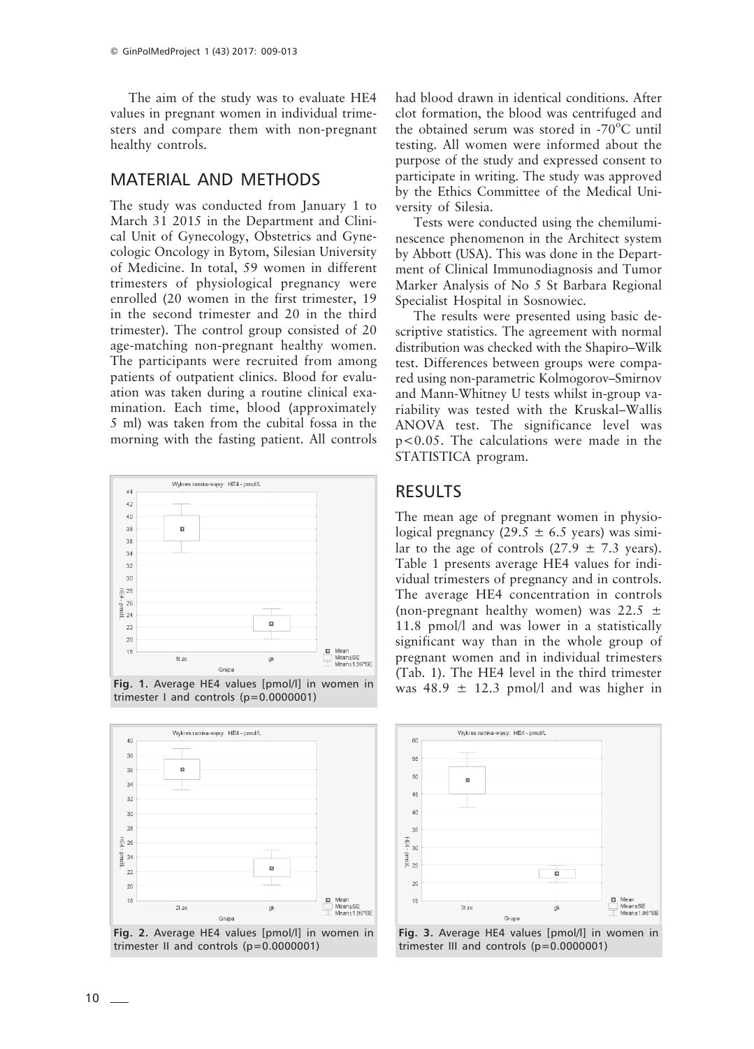The aim of the study was to evaluate HE4 values in pregnant women in individual trimesters and compare them with non-pregnant healthy controls.

## MATERIAL AND METHODS

The study was conducted from January 1 to March 31 2015 in the Department and Clinical Unit of Gynecology, Obstetrics and Gynecologic Oncology in Bytom, Silesian University of Medicine. In total, 59 women in different trimesters of physiological pregnancy were enrolled (20 women in the first trimester, 19 in the second trimester and 20 in the third trimester). The control group consisted of 20 age-matching non-pregnant healthy women. The participants were recruited from among patients of outpatient clinics. Blood for evaluation was taken during a routine clinical examination. Each time, blood (approximately 5 ml) was taken from the cubital fossa in the morning with the fasting patient. All controls had blood drawn in identical conditions. After clot formation, the blood was centrifuged and the obtained serum was stored in -70°C until testing. All women were informed about the purpose of the study and expressed consent to participate in writing. The study was approved by the Ethics Committee of the Medical University of Silesia.

Tests were conducted using the chemiluminescence phenomenon in the Architect system by Abbott (USA). This was done in the Department of Clinical Immunodiagnosis and Tumor Marker Analysis of No 5 St Barbara Regional Specialist Hospital in Sosnowiec.

The results were presented using basic descriptive statistics. The agreement with normal distribution was checked with the Shapiro–Wilk test. Differences between groups were compared using non-parametric Kolmogorov–Smirnov and Mann-Whitney U tests whilst in-group variability was tested with the Kruskal–Wallis ANOVA test. The significance level was $p<0.05$. The calculations were made in the STATISTICA program.

**Fig. 1.** Average HE4 values [pmol/l] in women in trimester I and controls (p=0.0000001)

**Fig. 2.** Average HE4 values [pmol/l] in women in trimester II and controls (p=0.0000001)

**Fig. 3.** Average HE4 values [pmol/l] in women in trimester III and controls (p=0.0000001)

## RESULTS

The mean age of pregnant women in physiological pregnancy (29.5 ± 6.5 years) was similar to the age of controls (27.9 ± 7.3 years). Table 1 presents average HE4 values for individual trimesters of pregnancy and in controls. The average HE4 concentration in controls (non-pregnant healthy women) was 22.5 ± 11.8 pmol/l and was lower in a statistically significant way than in the whole group of pregnant women and in individual trimesters (Tab. 1). The HE4 level in the third trimester was 48.9 ± 12.3 pmol/l and was higher in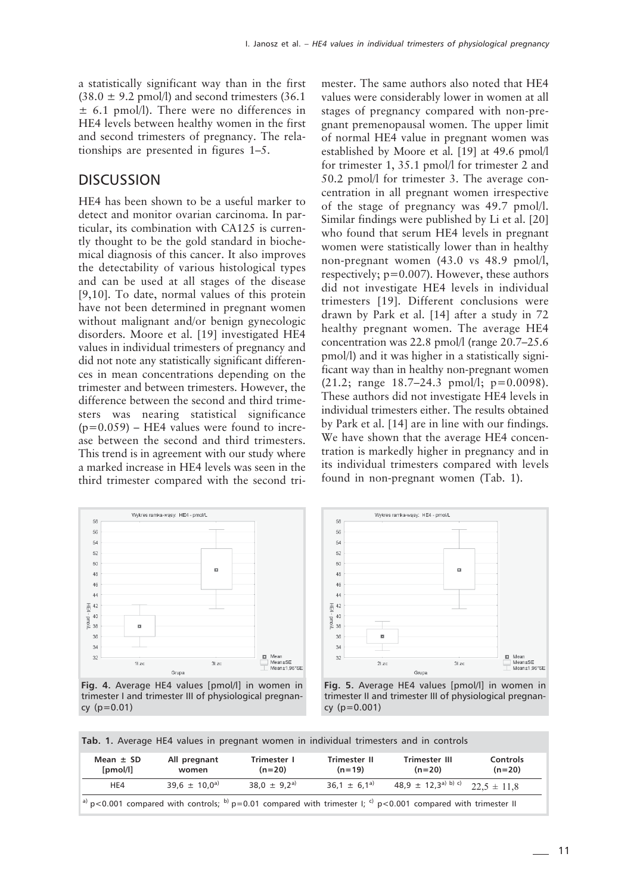a statistically significant way than in the first (38.0 ± 9.2 pmol/l) and second trimesters (36.1 ± 6.1 pmol/l). There were no differences in HE4 levels between healthy women in the first and second trimesters of pregnancy. The relationships are presented in figures 1–5.

## DISCUSSION

HE4 has been shown to be a useful marker to detect and monitor ovarian carcinoma. In particular, its combination with CA125 is currently thought to be the gold standard in biochemical diagnosis of this cancer. It also improves the detectability of various histological types and can be used at all stages of the disease [9,10]. To date, normal values of this protein have not been determined in pregnant women without malignant and/or benign gynecologic disorders. Moore et al. [19] investigated HE4 values in individual trimesters of pregnancy and did not note any statistically significant differences in mean concentrations depending on the trimester and between trimesters. However, the difference between the second and third trimesters was nearing statistical significance ($p=0.059$) – HE4 values were found to increase between the second and third trimesters. This trend is in agreement with our study where a marked increase in HE4 levels was seen in the third trimester compared with the second trimester. The same authors also noted that HE4 values were considerably lower in women at all stages of pregnancy compared with non-pregnant premenopausal women. The upper limit of normal HE4 value in pregnant women was established by Moore et al. [19] at 49.6 pmol/l for trimester 1, 35.1 pmol/l for trimester 2 and 50.2 pmol/l for trimester 3. The average concentration in all pregnant women irrespective of the stage of pregnancy was 49.7 pmol/l. Similar findings were published by Li et al. [20] who found that serum HE4 levels in pregnant women were statistically lower than in healthy non-pregnant women (43.0 vs 48.9 pmol/l, respectively; $p=0.007$). However, these authors did not investigate HE4 levels in individual trimesters [19]. Different conclusions were drawn by Park et al. [14] after a study in 72 healthy pregnant women. The average HE4 concentration was 22.8 pmol/l (range 20.7–25.6 pmol/l) and it was higher in a statistically significant way than in healthy non-pregnant women (21.2; range 18.7–24.3 pmol/l; $p=0.0098$). These authors did not investigate HE4 levels in individual trimesters either. The results obtained by Park et al. [14] are in line with our findings. We have shown that the average HE4 concentration is markedly higher in pregnancy and in its individual trimesters compared with levels found in non-pregnant women (Tab. 1).

**Fig. 4.** Average HE4 values [pmol/l] in women in trimester I and trimester III of physiological pregnancy ($p=0.01$)

**Fig. 5.** Average HE4 values [pmol/l] in women in trimester II and trimester III of physiological pregnancy ($p=0.001$)

**Tab. 1.** Average HE4 values in pregnant women in individual trimesters and in controls

| Mean ± SD [pmol/l] | All pregnant women | Trimester I (n=20) | Trimester II (n=19) | Trimester III (n=20) | Controls (n=20) |
|---|---|---|---|---|---|
| HE4 | 39,6 ± 10,0[a)] | 38,0 ± 9,2[a)] | 36,1 ± 6,1[a)] | 48,9 ± 12,3[a) b) c)] | 22,5 ± 11,8 |

[a)] $p<0.001$ compared with controls; [b)] $p=0.01$ compared with trimester I; [c)] $p<0.001$ compared with trimester II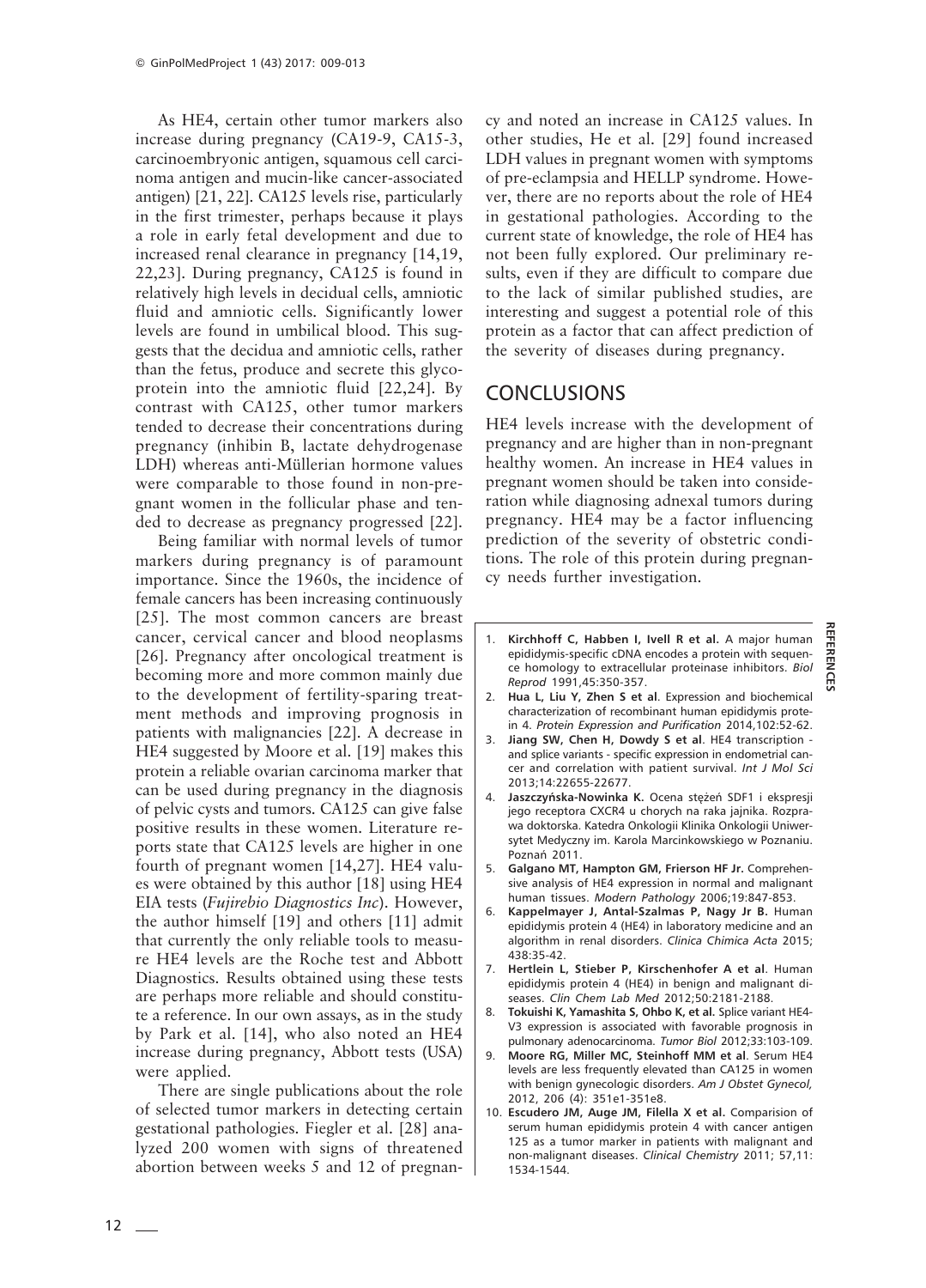As HE4, certain other tumor markers also increase during pregnancy (CA19-9, CA15-3, carcinoembryonic antigen, squamous cell carcinoma antigen and mucin-like cancer-associated antigen) [21, 22]. CA125 levels rise, particularly in the first trimester, perhaps because it plays a role in early fetal development and due to increased renal clearance in pregnancy [14,19, 22,23]. During pregnancy, CA125 is found in relatively high levels in decidual cells, amniotic fluid and amniotic cells. Significantly lower levels are found in umbilical blood. This suggests that the decidua and amniotic cells, rather than the fetus, produce and secrete this glycoprotein into the amniotic fluid [22,24]. By contrast with CA125, other tumor markers tended to decrease their concentrations during pregnancy (inhibin B, lactate dehydrogenase LDH) whereas anti-Müllerian hormone values were comparable to those found in non-pregnant women in the follicular phase and tended to decrease as pregnancy progressed [22].

Being familiar with normal levels of tumor markers during pregnancy is of paramount importance. Since the 1960s, the incidence of female cancers has been increasing continuously [25]. The most common cancers are breast cancer, cervical cancer and blood neoplasms [26]. Pregnancy after oncological treatment is becoming more and more common mainly due to the development of fertility-sparing treatment methods and improving prognosis in patients with malignancies [22]. A decrease in HE4 suggested by Moore et al. [19] makes this protein a reliable ovarian carcinoma marker that can be used during pregnancy in the diagnosis of pelvic cysts and tumors. CA125 can give false positive results in these women. Literature reports state that CA125 levels are higher in one fourth of pregnant women [14,27]. HE4 values were obtained by this author [18] using HE4 EIA tests (*Fujirebio Diagnostics Inc*). However, the author himself [19] and others [11] admit that currently the only reliable tools to measure HE4 levels are the Roche test and Abbott Diagnostics. Results obtained using these tests are perhaps more reliable and should constitute a reference. In our own assays, as in the study by Park et al. [14], who also noted an HE4 increase during pregnancy, Abbott tests (USA) were applied.

There are single publications about the role of selected tumor markers in detecting certain gestational pathologies. Fiegler et al. [28] analyzed 200 women with signs of threatened abortion between weeks 5 and 12 of pregnancy and noted an increase in CA125 values. In other studies, He et al. [29] found increased LDH values in pregnant women with symptoms of pre-eclampsia and HELLP syndrome. However, there are no reports about the role of HE4 in gestational pathologies. According to the current state of knowledge, the role of HE4 has not been fully explored. Our preliminary results, even if they are difficult to compare due to the lack of similar published studies, are interesting and suggest a potential role of this protein as a factor that can affect prediction of the severity of diseases during pregnancy.

## CONCLUSIONS

HE4 levels increase with the development of pregnancy and are higher than in non-pregnant healthy women. An increase in HE4 values in pregnant women should be taken into consideration while diagnosing adnexal tumors during pregnancy. HE4 may be a factor influencing prediction of the severity of obstetric conditions. The role of this protein during pregnancy needs further investigation.

## REFERENCES

1. **Kirchhoff C, Habben I, Ivell R et al.** A major human epididymis-specific cDNA encodes a protein with sequence homology to extracellular proteinase inhibitors. *Biol Reprod* 1991,45:350-357.
2. **Hua L, Liu Y, Zhen S et al**. Expression and biochemical characterization of recombinant human epididymis protein 4. *Protein Expression and Purification* 2014,102:52-62.
3. **Jiang SW, Chen H, Dowdy S et al**. HE4 transcription - and splice variants - specific expression in endometrial cancer and correlation with patient survival. *Int J Mol Sci* 2013;14:22655-22677.
4. **Jaszczyńska-Nowinka K.** Ocena stężeń SDF1 i ekspresji jego receptora CXCR4 u chorych na raka jajnika. Rozprawa doktorska. Katedra Onkologii Klinika Onkologii Uniwersytet Medyczny im. Karola Marcinkowskiego w Poznaniu. Poznań 2011.
5. **Galgano MT, Hampton GM, Frierson HF Jr.** Comprehensive analysis of HE4 expression in normal and malignant human tissues. *Modern Pathology* 2006;19:847-853.
6. **Kappelmayer J, Antal-Szalmas P, Nagy Jr B.** Human epididymis protein 4 (HE4) in laboratory medicine and an algorithm in renal disorders. *Clinica Chimica Acta* 2015; 438:35-42.
7. **Hertlein L, Stieber P, Kirschenhofer A et al**. Human epididymis protein 4 (HE4) in benign and malignant diseases. *Clin Chem Lab Med* 2012;50:2181-2188.
8. **Tokuishi K, Yamashita S, Ohbo K, et al.** Splice variant HE4-V3 expression is associated with favorable prognosis in pulmonary adenocarcinoma. *Tumor Biol* 2012;33:103-109.
9. **Moore RG, Miller MC, Steinhoff MM et al**. Serum HE4 levels are less frequently elevated than CA125 in women with benign gynecologic disorders. *Am J Obstet Gynecol,* 2012, 206 (4): 351e1-351e8.
10. **Escudero JM, Auge JM, Filella X et al.** Comparision of serum human epididymis protein 4 with cancer antigen 125 as a tumor marker in patients with malignant and non-malignant diseases. *Clinical Chemistry* 2011; 57,11: 1534-1544.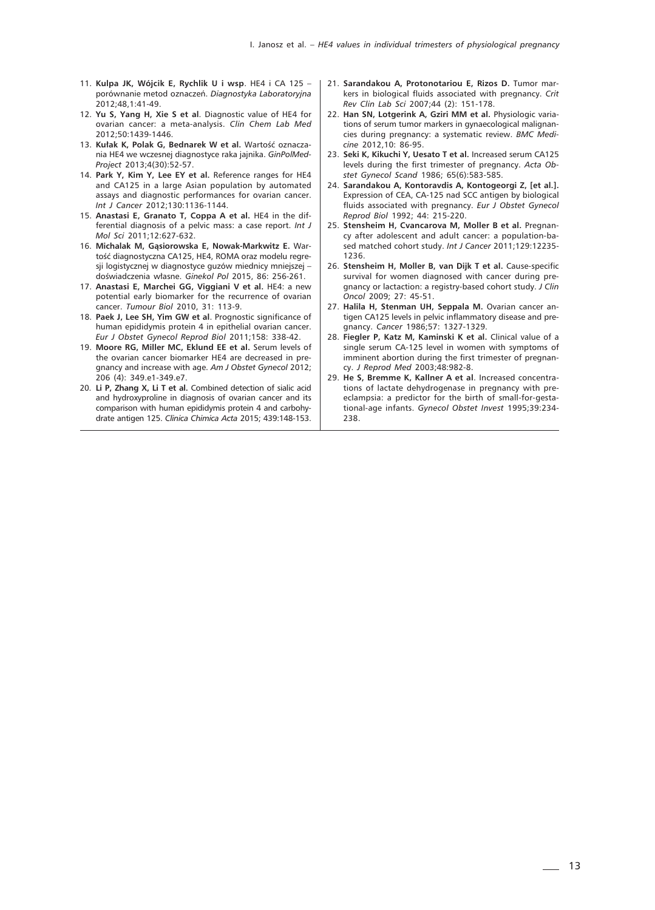11. **Kulpa JK, Wójcik E, Rychlik U i wsp**. HE4 i CA 125 – porównanie metod oznaczeń. *Diagnostyka Laboratoryjna* 2012;48,1:41-49.
12. **Yu S, Yang H, Xie S et al**. Diagnostic value of HE4 for ovarian cancer: a meta-analysis. *Clin Chem Lab Med* 2012;50:1439-1446.
13. **Kułak K, Polak G, Bednarek W et al.** Wartość oznaczania HE4 we wczesnej diagnostyce raka jajnika. *GinPolMedProject* 2013;4(30):52-57.
14. **Park Y, Kim Y, Lee EY et al.** Reference ranges for HE4 and CA125 in a large Asian population by automated assays and diagnostic performances for ovarian cancer. *Int J Cancer* 2012;130:1136-1144.
15. **Anastasi E, Granato T, Coppa A et al.** HE4 in the differential diagnosis of a pelvic mass: a case report. *Int J Mol Sci* 2011;12:627-632.
16. **Michalak M, Gąsiorowska E, Nowak-Markwitz E.** Wartość diagnostyczna CA125, HE4, ROMA oraz modelu regresji logistycznej w diagnostyce guzów miednicy mniejszej – doświadczenia własne. *Ginekol Pol* 2015, 86: 256-261.
17. **Anastasi E, Marchei GG, Viggiani V et al.** HE4: a new potential early biomarker for the recurrence of ovarian cancer. *Tumour Biol* 2010, 31: 113-9.
18. **Paek J, Lee SH, Yim GW et al**. Prognostic significance of human epididymis protein 4 in epithelial ovarian cancer. *Eur J Obstet Gynecol Reprod Biol* 2011;158: 338-42.
19. **Moore RG, Miller MC, Eklund EE et al.** Serum levels of the ovarian cancer biomarker HE4 are decreased in pregnancy and increase with age. *Am J Obstet Gynecol* 2012; 206 (4): 349.e1-349.e7.
20. **Li P, Zhang X, Li T et al.** Combined detection of sialic acid and hydroxyproline in diagnosis of ovarian cancer and its comparison with human epididymis protein 4 and carbohydrate antigen 125. *Clinica Chimica Acta* 2015; 439:148-153.
21. **Sarandakou A, Protonotariou E, Rizos D.** Tumor markers in biological fluids associated with pregnancy. *Crit Rev Clin Lab Sci* 2007;44 (2): 151-178.
22. **Han SN, Lotgerink A, Gziri MM et al.** Physiologic variations of serum tumor markers in gynaecological malignancies during pregnancy: a systematic review. *BMC Medicine* 2012,10: 86-95.
23. **Seki K, Kikuchi Y, Uesato T et al.** Increased serum CA125 levels during the first trimester of pregnancy. *Acta Obstet Gynecol Scand* 1986; 65(6):583-585.
24. **Sarandakou A, Kontoravdis A, Kontogeorgi Z, [et al.].** Expression of CEA, CA-125 nad SCC antigen by biological fluids associated with pregnancy. *Eur J Obstet Gynecol Reprod Biol* 1992; 44: 215-220.
25. **Stensheim H, Cvancarova M, Moller B et al.** Pregnancy after adolescent and adult cancer: a population-based matched cohort study. *Int J Cancer* 2011;129:12235-1236.
26. **Stensheim H, Moller B, van Dijk T et al.** Cause-specific survival for women diagnosed with cancer during pregnancy or lactaction: a registry-based cohort study. *J Clin Oncol* 2009; 27: 45-51.
27. **Halila H, Stenman UH, Seppala M.** Ovarian cancer antigen CA125 levels in pelvic inflammatory disease and pregnancy. *Cancer* 1986;57: 1327-1329.
28. **Fiegler P, Katz M, Kaminski K et al.** Clinical value of a single serum CA-125 level in women with symptoms of imminent abortion during the first trimester of pregnancy. *J Reprod Med* 2003;48:982-8.
29. **He S, Bremme K, Kallner A et al**. Increased concentrations of lactate dehydrogenase in pregnancy with preeclampsia: a predictor for the birth of small-for-gestational-age infants. *Gynecol Obstet Invest* 1995;39:234-238.